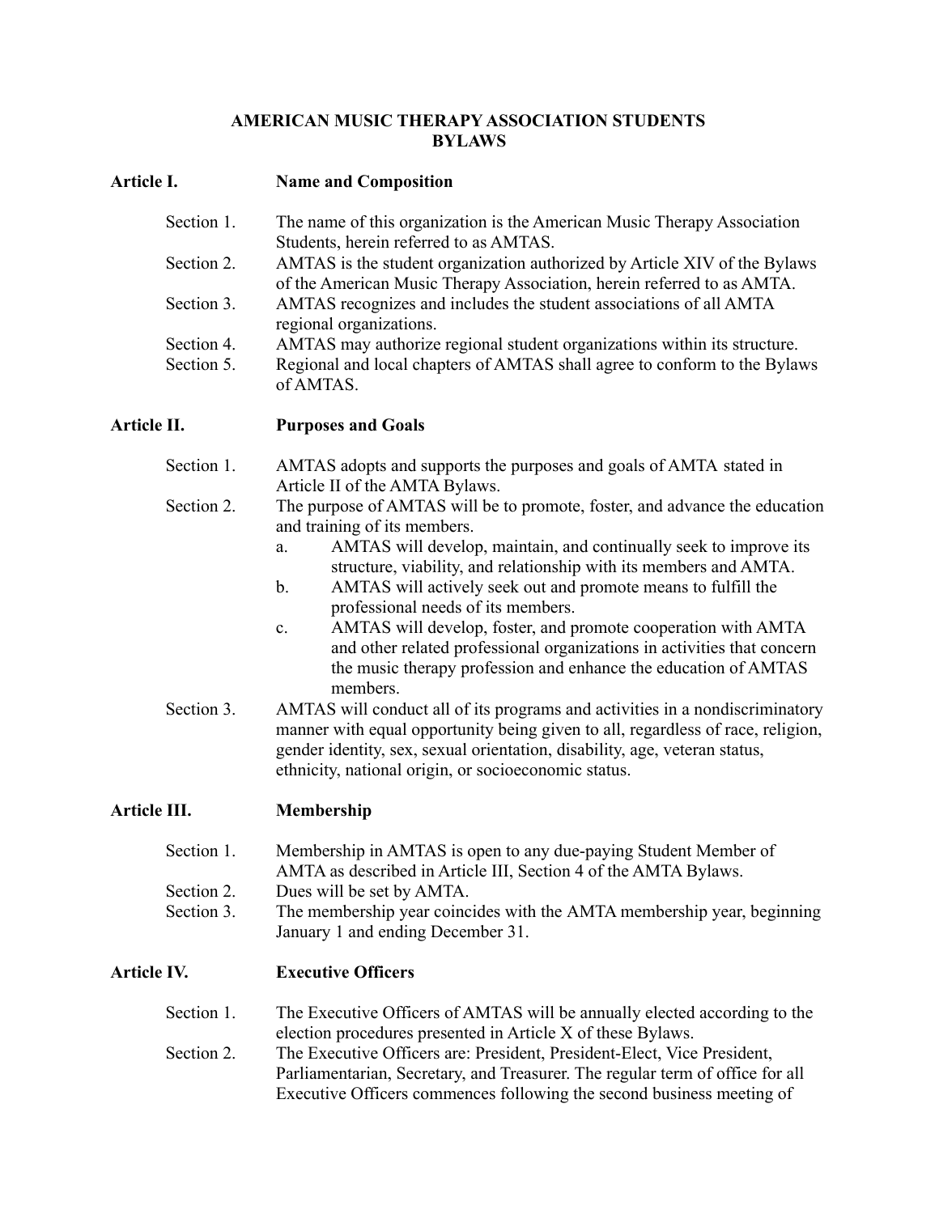# AMERICAN MUSIC THERAPY ASSOCIATION STUDENTS BYLAWS

## Article I. Name and Composition

Section 1. The name of this organization is the American Music Therapy Association Students, herein referred to as AMTAS.

Section 2. AMTAS is the student organization authorized by Article XIV of the Bylaws of the American Music Therapy Association, herein referred to as AMTA.

Section 3. AMTAS recognizes and includes the student associations of all AMTA regional organizations.

Section 4. AMTAS may authorize regional student organizations within its structure.

Section 5. Regional and local chapters of AMTAS shall agree to conform to the Bylaws of AMTAS.

## Article II. Purposes and Goals

Section 1. AMTAS adopts and supports the purposes and goals of AMTA stated in Article II of the AMTA Bylaws.

Section 2. The purpose of AMTAS will be to promote, foster, and advance the education and training of its members.

a. AMTAS will develop, maintain, and continually seek to improve its structure, viability, and relationship with its members and AMTA.

b. AMTAS will actively seek out and promote means to fulfill the professional needs of its members.

c. AMTAS will develop, foster, and promote cooperation with AMTA and other related professional organizations in activities that concern the music therapy profession and enhance the education of AMTAS members.

Section 3. AMTAS will conduct all of its programs and activities in a nondiscriminatory manner with equal opportunity being given to all, regardless of race, religion, gender identity, sex, sexual orientation, disability, age, veteran status, ethnicity, national origin, or socioeconomic status.

## Article III. Membership

Section 1. Membership in AMTAS is open to any due-paying Student Member of AMTA as described in Article III, Section 4 of the AMTA Bylaws.

Section 2. Dues will be set by AMTA.

Section 3. The membership year coincides with the AMTA membership year, beginning January 1 and ending December 31.

## Article IV. Executive Officers

Section 1. The Executive Officers of AMTAS will be annually elected according to the election procedures presented in Article X of these Bylaws.

Section 2. The Executive Officers are: President, President-Elect, Vice President, Parliamentarian, Secretary, and Treasurer. The regular term of office for all Executive Officers commences following the second business meeting of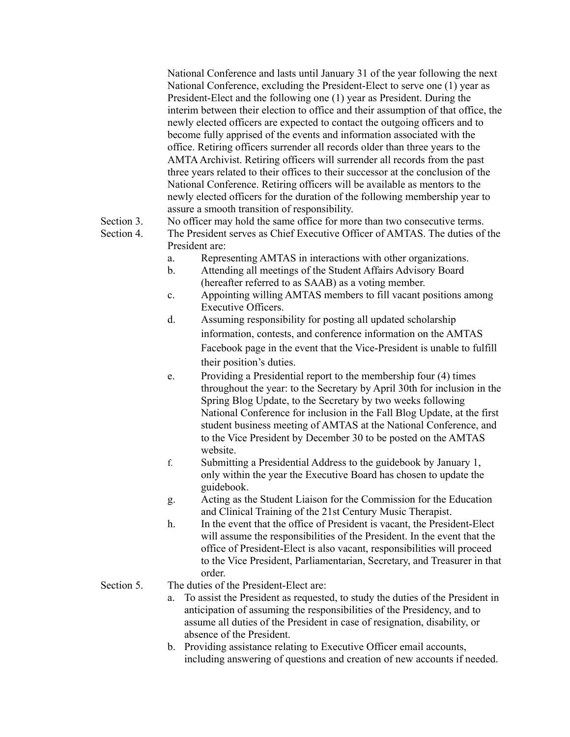National Conference and lasts until January 31 of the year following the next National Conference, excluding the President-Elect to serve one (1) year as President-Elect and the following one (1) year as President. During the interim between their election to office and their assumption of that office, the newly elected officers are expected to contact the outgoing officers and to become fully apprised of the events and information associated with the office. Retiring officers surrender all records older than three years to the AMTA Archivist. Retiring officers will surrender all records from the past three years related to their offices to their successor at the conclusion of the National Conference. Retiring officers will be available as mentors to the newly elected officers for the duration of the following membership year to assure a smooth transition of responsibility.

Section 3. No officer may hold the same office for more than two consecutive terms.

Section 4. The President serves as Chief Executive Officer of AMTAS. The duties of the President are:

- a. Representing AMTAS in interactions with other organizations.
- b. Attending all meetings of the Student Affairs Advisory Board (hereafter referred to as SAAB) as a voting member.
- c. Appointing willing AMTAS members to fill vacant positions among Executive Officers.
- d. Assuming responsibility for posting all updated scholarship information, contests, and conference information on the AMTAS Facebook page in the event that the Vice-President is unable to fulfill their position's duties.
- e. Providing a Presidential report to the membership four (4) times throughout the year: to the Secretary by April 30th for inclusion in the Spring Blog Update, to the Secretary by two weeks following National Conference for inclusion in the Fall Blog Update, at the first student business meeting of AMTAS at the National Conference, and to the Vice President by December 30 to be posted on the AMTAS website.
- f. Submitting a Presidential Address to the guidebook by January 1, only within the year the Executive Board has chosen to update the guidebook.
- g. Acting as the Student Liaison for the Commission for the Education and Clinical Training of the 21st Century Music Therapist.
- h. In the event that the office of President is vacant, the President-Elect will assume the responsibilities of the President. In the event that the office of President-Elect is also vacant, responsibilities will proceed to the Vice President, Parliamentarian, Secretary, and Treasurer in that order.

Section 5. The duties of the President-Elect are:

- a. To assist the President as requested, to study the duties of the President in anticipation of assuming the responsibilities of the Presidency, and to assume all duties of the President in case of resignation, disability, or absence of the President.
- b. Providing assistance relating to Executive Officer email accounts, including answering of questions and creation of new accounts if needed.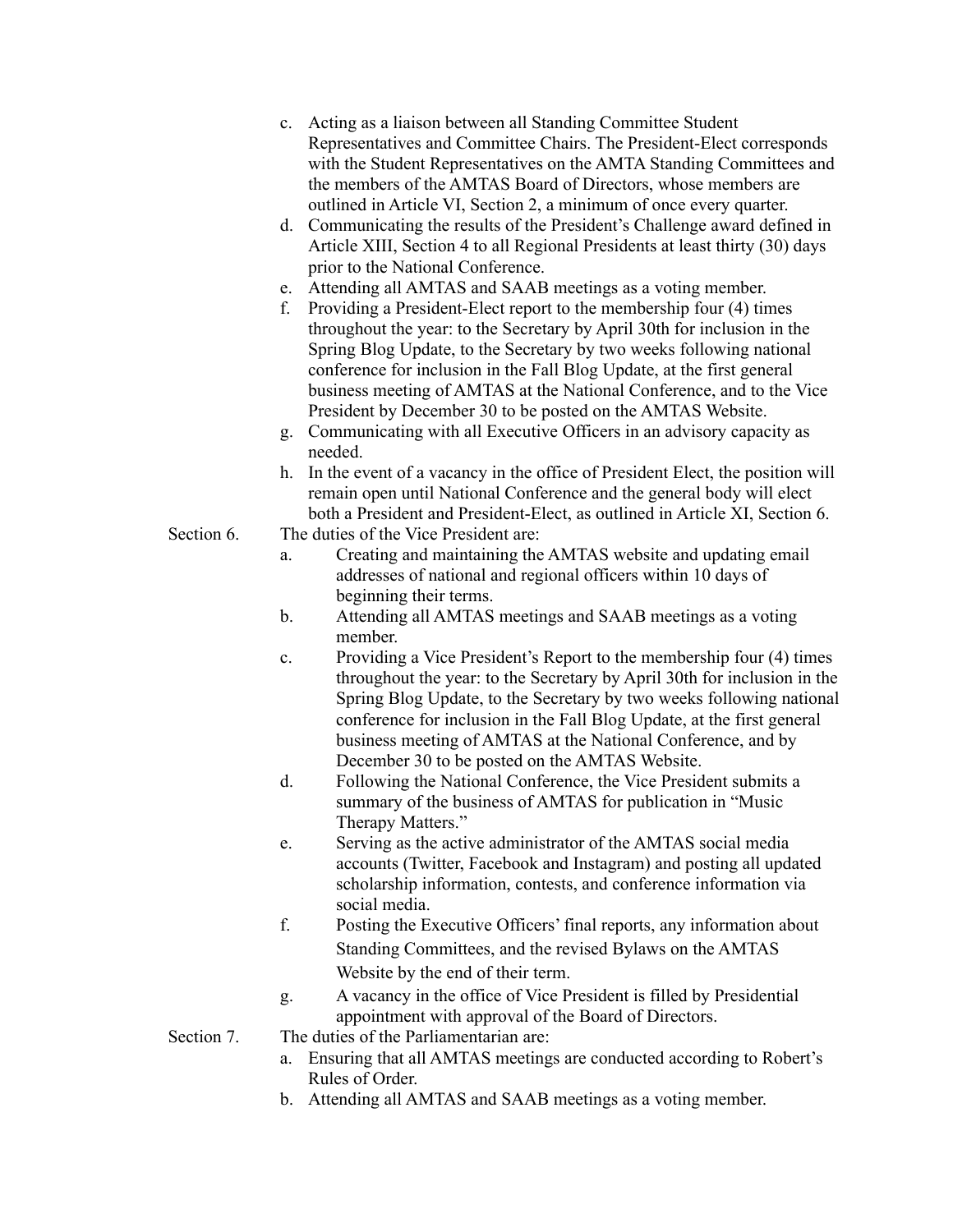c. Acting as a liaison between all Standing Committee Student Representatives and Committee Chairs. The President-Elect corresponds with the Student Representatives on the AMTA Standing Committees and the members of the AMTAS Board of Directors, whose members are outlined in Article VI, Section 2, a minimum of once every quarter.

d. Communicating the results of the President's Challenge award defined in Article XIII, Section 4 to all Regional Presidents at least thirty (30) days prior to the National Conference.

e. Attending all AMTAS and SAAB meetings as a voting member.

f. Providing a President-Elect report to the membership four (4) times throughout the year: to the Secretary by April 30th for inclusion in the Spring Blog Update, to the Secretary by two weeks following national conference for inclusion in the Fall Blog Update, at the first general business meeting of AMTAS at the National Conference, and to the Vice President by December 30 to be posted on the AMTAS Website.

g. Communicating with all Executive Officers in an advisory capacity as needed.

h. In the event of a vacancy in the office of President Elect, the position will remain open until National Conference and the general body will elect both a President and President-Elect, as outlined in Article XI, Section 6.

Section 6. The duties of the Vice President are:

a. Creating and maintaining the AMTAS website and updating email addresses of national and regional officers within 10 days of beginning their terms.

b. Attending all AMTAS meetings and SAAB meetings as a voting member.

c. Providing a Vice President's Report to the membership four (4) times throughout the year: to the Secretary by April 30th for inclusion in the Spring Blog Update, to the Secretary by two weeks following national conference for inclusion in the Fall Blog Update, at the first general business meeting of AMTAS at the National Conference, and by December 30 to be posted on the AMTAS Website.

d. Following the National Conference, the Vice President submits a summary of the business of AMTAS for publication in "Music Therapy Matters."

e. Serving as the active administrator of the AMTAS social media accounts (Twitter, Facebook and Instagram) and posting all updated scholarship information, contests, and conference information via social media.

f. Posting the Executive Officers' final reports, any information about Standing Committees, and the revised Bylaws on the AMTAS Website by the end of their term.

g. A vacancy in the office of Vice President is filled by Presidential appointment with approval of the Board of Directors.

Section 7. The duties of the Parliamentarian are:

a. Ensuring that all AMTAS meetings are conducted according to Robert's Rules of Order.

b. Attending all AMTAS and SAAB meetings as a voting member.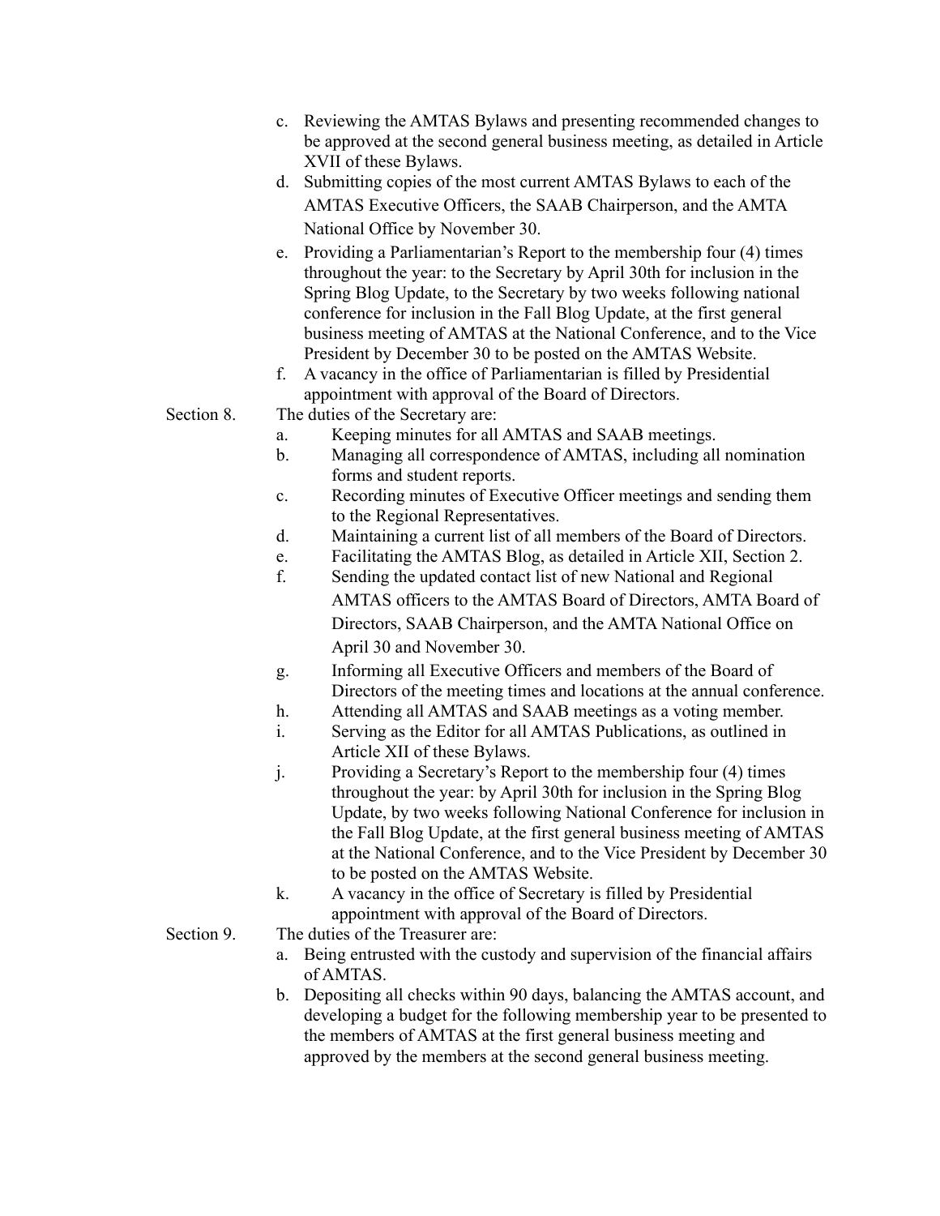c. Reviewing the AMTAS Bylaws and presenting recommended changes to be approved at the second general business meeting, as detailed in Article XVII of these Bylaws.

d. Submitting copies of the most current AMTAS Bylaws to each of the AMTAS Executive Officers, the SAAB Chairperson, and the AMTA National Office by November 30.

e. Providing a Parliamentarian's Report to the membership four (4) times throughout the year: to the Secretary by April 30th for inclusion in the Spring Blog Update, to the Secretary by two weeks following national conference for inclusion in the Fall Blog Update, at the first general business meeting of AMTAS at the National Conference, and to the Vice President by December 30 to be posted on the AMTAS Website.

f. A vacancy in the office of Parliamentarian is filled by Presidential appointment with approval of the Board of Directors.

Section 8. The duties of the Secretary are:

a. Keeping minutes for all AMTAS and SAAB meetings.

b. Managing all correspondence of AMTAS, including all nomination forms and student reports.

c. Recording minutes of Executive Officer meetings and sending them to the Regional Representatives.

d. Maintaining a current list of all members of the Board of Directors.

e. Facilitating the AMTAS Blog, as detailed in Article XII, Section 2.

f. Sending the updated contact list of new National and Regional AMTAS officers to the AMTAS Board of Directors, AMTA Board of Directors, SAAB Chairperson, and the AMTA National Office on April 30 and November 30.

g. Informing all Executive Officers and members of the Board of Directors of the meeting times and locations at the annual conference.

h. Attending all AMTAS and SAAB meetings as a voting member.

i. Serving as the Editor for all AMTAS Publications, as outlined in Article XII of these Bylaws.

j. Providing a Secretary's Report to the membership four (4) times throughout the year: by April 30th for inclusion in the Spring Blog Update, by two weeks following National Conference for inclusion in the Fall Blog Update, at the first general business meeting of AMTAS at the National Conference, and to the Vice President by December 30 to be posted on the AMTAS Website.

k. A vacancy in the office of Secretary is filled by Presidential appointment with approval of the Board of Directors.

Section 9. The duties of the Treasurer are:

a. Being entrusted with the custody and supervision of the financial affairs of AMTAS.

b. Depositing all checks within 90 days, balancing the AMTAS account, and developing a budget for the following membership year to be presented to the members of AMTAS at the first general business meeting and approved by the members at the second general business meeting.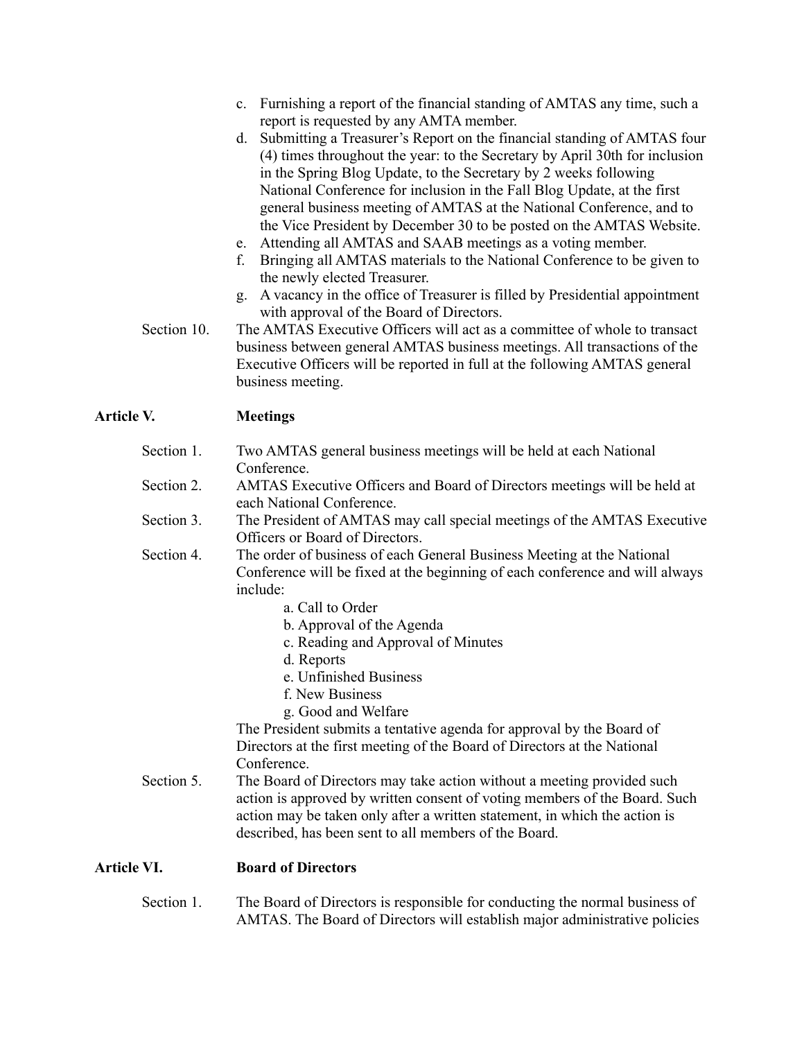c. Furnishing a report of the financial standing of AMTAS any time, such a report is requested by any AMTA member.
d. Submitting a Treasurer's Report on the financial standing of AMTAS four (4) times throughout the year: to the Secretary by April 30th for inclusion in the Spring Blog Update, to the Secretary by 2 weeks following National Conference for inclusion in the Fall Blog Update, at the first general business meeting of AMTAS at the National Conference, and to the Vice President by December 30 to be posted on the AMTAS Website.
e. Attending all AMTAS and SAAB meetings as a voting member.
f. Bringing all AMTAS materials to the National Conference to be given to the newly elected Treasurer.
g. A vacancy in the office of Treasurer is filled by Presidential appointment with approval of the Board of Directors.

Section 10. The AMTAS Executive Officers will act as a committee of whole to transact business between general AMTAS business meetings. All transactions of the Executive Officers will be reported in full at the following AMTAS general business meeting.

## Article V. Meetings

Section 1. Two AMTAS general business meetings will be held at each National Conference.

Section 2. AMTAS Executive Officers and Board of Directors meetings will be held at each National Conference.

Section 3. The President of AMTAS may call special meetings of the AMTAS Executive Officers or Board of Directors.

Section 4. The order of business of each General Business Meeting at the National Conference will be fixed at the beginning of each conference and will always include:

a. Call to Order
b. Approval of the Agenda
c. Reading and Approval of Minutes
d. Reports
e. Unfinished Business
f. New Business
g. Good and Welfare

The President submits a tentative agenda for approval by the Board of Directors at the first meeting of the Board of Directors at the National Conference.

Section 5. The Board of Directors may take action without a meeting provided such action is approved by written consent of voting members of the Board. Such action may be taken only after a written statement, in which the action is described, has been sent to all members of the Board.

## Article VI. Board of Directors

Section 1. The Board of Directors is responsible for conducting the normal business of AMTAS. The Board of Directors will establish major administrative policies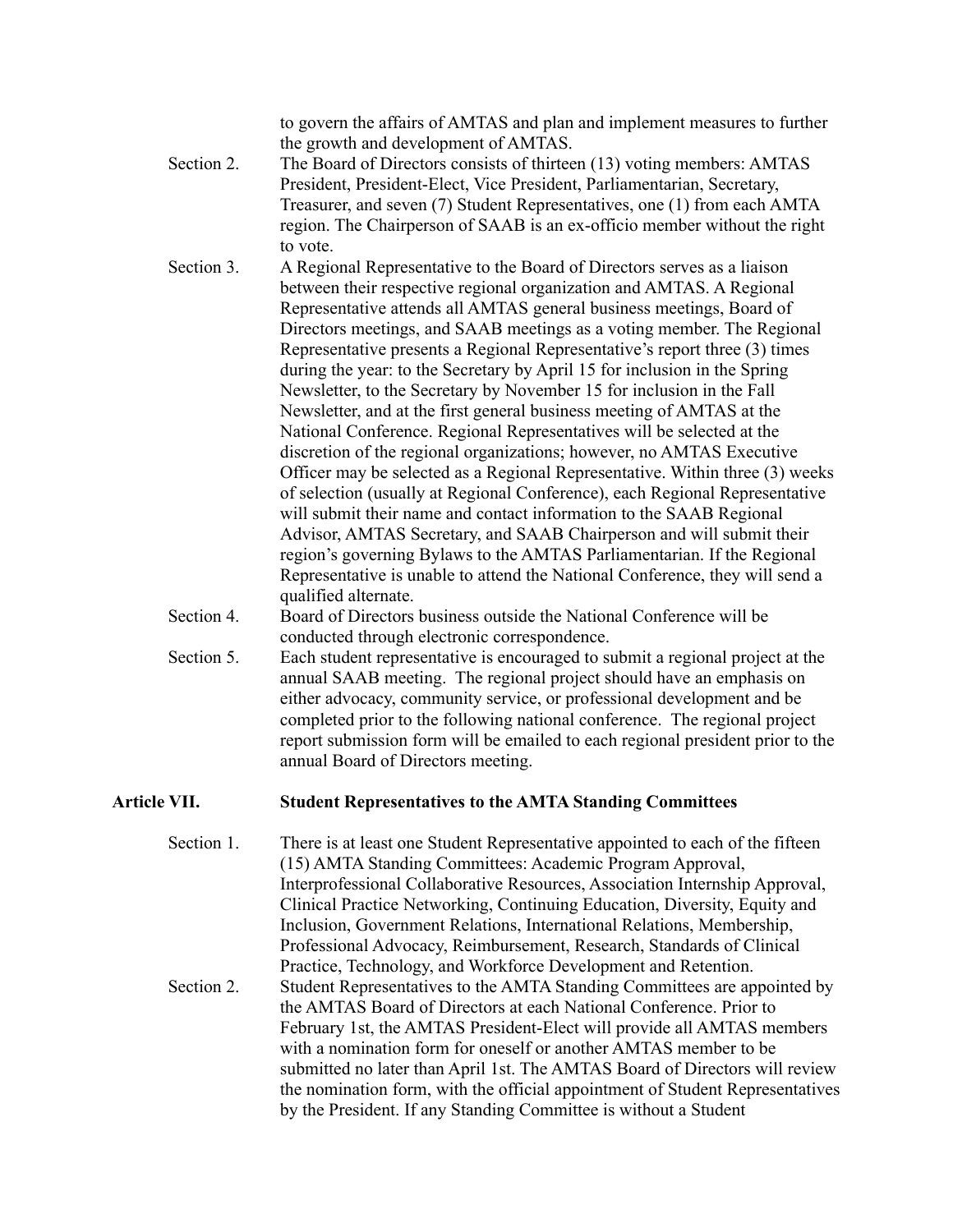to govern the affairs of AMTAS and plan and implement measures to further the growth and development of AMTAS.

Section 2. The Board of Directors consists of thirteen (13) voting members: AMTAS President, President-Elect, Vice President, Parliamentarian, Secretary, Treasurer, and seven (7) Student Representatives, one (1) from each AMTA region. The Chairperson of SAAB is an ex-officio member without the right to vote.

Section 3. A Regional Representative to the Board of Directors serves as a liaison between their respective regional organization and AMTAS. A Regional Representative attends all AMTAS general business meetings, Board of Directors meetings, and SAAB meetings as a voting member. The Regional Representative presents a Regional Representative's report three (3) times during the year: to the Secretary by April 15 for inclusion in the Spring Newsletter, to the Secretary by November 15 for inclusion in the Fall Newsletter, and at the first general business meeting of AMTAS at the National Conference. Regional Representatives will be selected at the discretion of the regional organizations; however, no AMTAS Executive Officer may be selected as a Regional Representative. Within three (3) weeks of selection (usually at Regional Conference), each Regional Representative will submit their name and contact information to the SAAB Regional Advisor, AMTAS Secretary, and SAAB Chairperson and will submit their region's governing Bylaws to the AMTAS Parliamentarian. If the Regional Representative is unable to attend the National Conference, they will send a qualified alternate.

Section 4. Board of Directors business outside the National Conference will be conducted through electronic correspondence.

Section 5. Each student representative is encouraged to submit a regional project at the annual SAAB meeting. The regional project should have an emphasis on either advocacy, community service, or professional development and be completed prior to the following national conference. The regional project report submission form will be emailed to each regional president prior to the annual Board of Directors meeting.

## Article VII. Student Representatives to the AMTA Standing Committees

Section 1. There is at least one Student Representative appointed to each of the fifteen (15) AMTA Standing Committees: Academic Program Approval, Interprofessional Collaborative Resources, Association Internship Approval, Clinical Practice Networking, Continuing Education, Diversity, Equity and Inclusion, Government Relations, International Relations, Membership, Professional Advocacy, Reimbursement, Research, Standards of Clinical Practice, Technology, and Workforce Development and Retention.

Section 2. Student Representatives to the AMTA Standing Committees are appointed by the AMTAS Board of Directors at each National Conference. Prior to February 1st, the AMTAS President-Elect will provide all AMTAS members with a nomination form for oneself or another AMTAS member to be submitted no later than April 1st. The AMTAS Board of Directors will review the nomination form, with the official appointment of Student Representatives by the President. If any Standing Committee is without a Student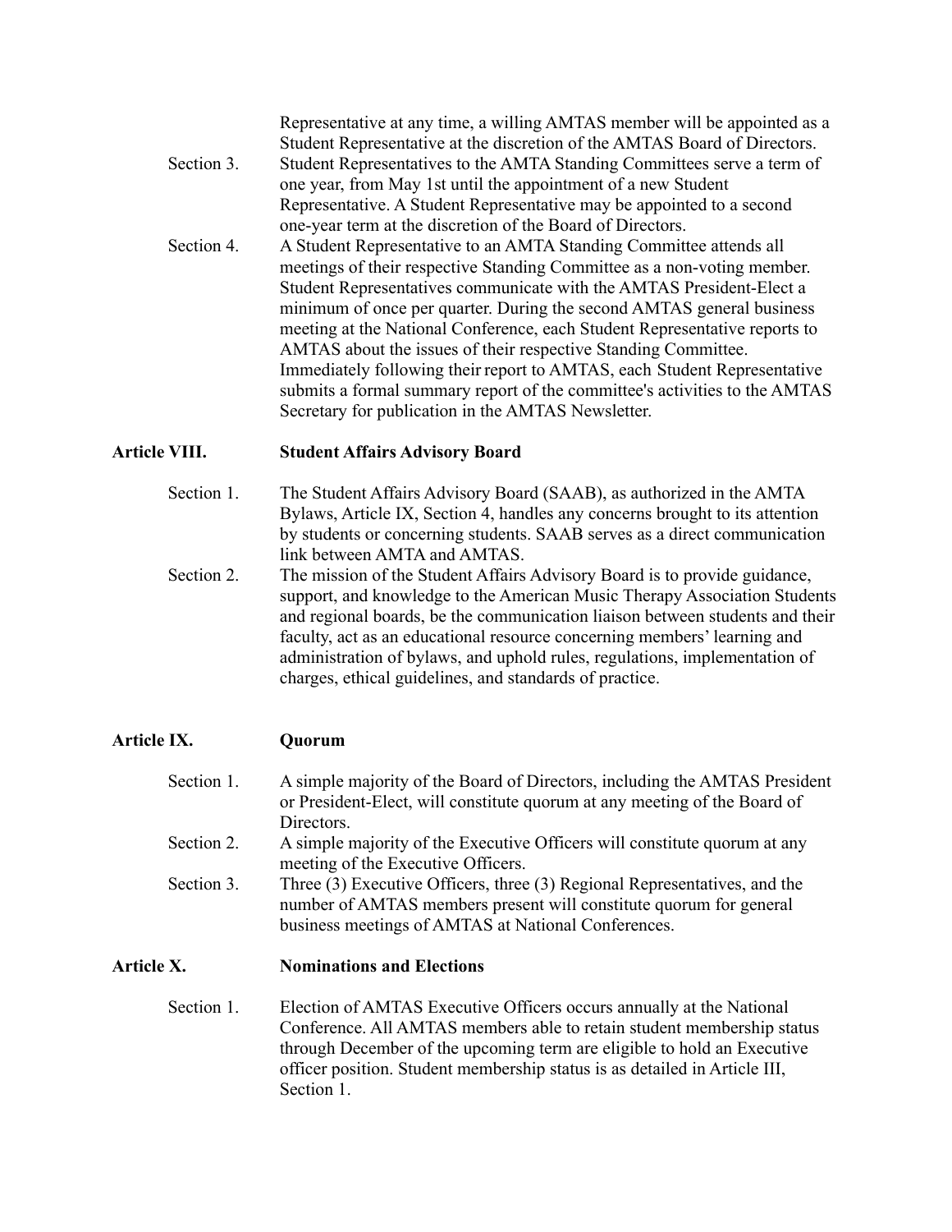Representative at any time, a willing AMTAS member will be appointed as a Student Representative at the discretion of the AMTAS Board of Directors.

Section 3. Student Representatives to the AMTA Standing Committees serve a term of one year, from May 1st until the appointment of a new Student Representative. A Student Representative may be appointed to a second one-year term at the discretion of the Board of Directors.

Section 4. A Student Representative to an AMTA Standing Committee attends all meetings of their respective Standing Committee as a non-voting member. Student Representatives communicate with the AMTAS President-Elect a minimum of once per quarter. During the second AMTAS general business meeting at the National Conference, each Student Representative reports to AMTAS about the issues of their respective Standing Committee. Immediately following their report to AMTAS, each Student Representative submits a formal summary report of the committee's activities to the AMTAS Secretary for publication in the AMTAS Newsletter.

## Article VIII. Student Affairs Advisory Board

Section 1. The Student Affairs Advisory Board (SAAB), as authorized in the AMTA Bylaws, Article IX, Section 4, handles any concerns brought to its attention by students or concerning students. SAAB serves as a direct communication link between AMTA and AMTAS.

Section 2. The mission of the Student Affairs Advisory Board is to provide guidance, support, and knowledge to the American Music Therapy Association Students and regional boards, be the communication liaison between students and their faculty, act as an educational resource concerning members' learning and administration of bylaws, and uphold rules, regulations, implementation of charges, ethical guidelines, and standards of practice.

## Article IX. Quorum

Section 1. A simple majority of the Board of Directors, including the AMTAS President or President-Elect, will constitute quorum at any meeting of the Board of Directors.

Section 2. A simple majority of the Executive Officers will constitute quorum at any meeting of the Executive Officers.

Section 3. Three (3) Executive Officers, three (3) Regional Representatives, and the number of AMTAS members present will constitute quorum for general business meetings of AMTAS at National Conferences.

## Article X. Nominations and Elections

Section 1. Election of AMTAS Executive Officers occurs annually at the National Conference. All AMTAS members able to retain student membership status through December of the upcoming term are eligible to hold an Executive officer position. Student membership status is as detailed in Article III, Section 1.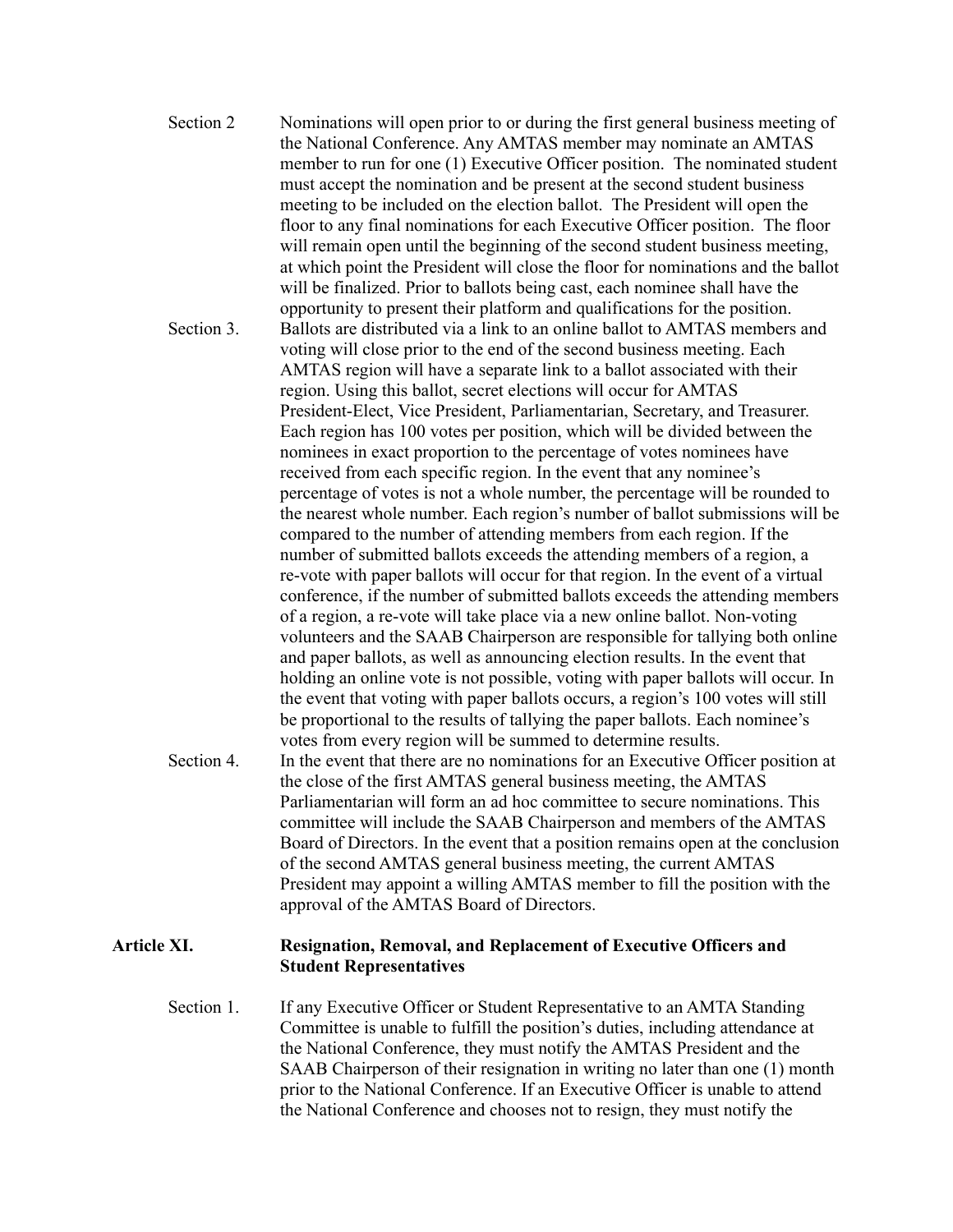Section 2 Nominations will open prior to or during the first general business meeting of the National Conference. Any AMTAS member may nominate an AMTAS member to run for one (1) Executive Officer position. The nominated student must accept the nomination and be present at the second student business meeting to be included on the election ballot. The President will open the floor to any final nominations for each Executive Officer position. The floor will remain open until the beginning of the second student business meeting, at which point the President will close the floor for nominations and the ballot will be finalized. Prior to ballots being cast, each nominee shall have the opportunity to present their platform and qualifications for the position.

Section 3. Ballots are distributed via a link to an online ballot to AMTAS members and voting will close prior to the end of the second business meeting. Each AMTAS region will have a separate link to a ballot associated with their region. Using this ballot, secret elections will occur for AMTAS President-Elect, Vice President, Parliamentarian, Secretary, and Treasurer. Each region has 100 votes per position, which will be divided between the nominees in exact proportion to the percentage of votes nominees have received from each specific region. In the event that any nominee's percentage of votes is not a whole number, the percentage will be rounded to the nearest whole number. Each region's number of ballot submissions will be compared to the number of attending members from each region. If the number of submitted ballots exceeds the attending members of a region, a re-vote with paper ballots will occur for that region. In the event of a virtual conference, if the number of submitted ballots exceeds the attending members of a region, a re-vote will take place via a new online ballot. Non-voting volunteers and the SAAB Chairperson are responsible for tallying both online and paper ballots, as well as announcing election results. In the event that holding an online vote is not possible, voting with paper ballots will occur. In the event that voting with paper ballots occurs, a region's 100 votes will still be proportional to the results of tallying the paper ballots. Each nominee's votes from every region will be summed to determine results.

Section 4. In the event that there are no nominations for an Executive Officer position at the close of the first AMTAS general business meeting, the AMTAS Parliamentarian will form an ad hoc committee to secure nominations. This committee will include the SAAB Chairperson and members of the AMTAS Board of Directors. In the event that a position remains open at the conclusion of the second AMTAS general business meeting, the current AMTAS President may appoint a willing AMTAS member to fill the position with the approval of the AMTAS Board of Directors.

## Article XI. Resignation, Removal, and Replacement of Executive Officers and Student Representatives

Section 1. If any Executive Officer or Student Representative to an AMTA Standing Committee is unable to fulfill the position's duties, including attendance at the National Conference, they must notify the AMTAS President and the SAAB Chairperson of their resignation in writing no later than one (1) month prior to the National Conference. If an Executive Officer is unable to attend the National Conference and chooses not to resign, they must notify the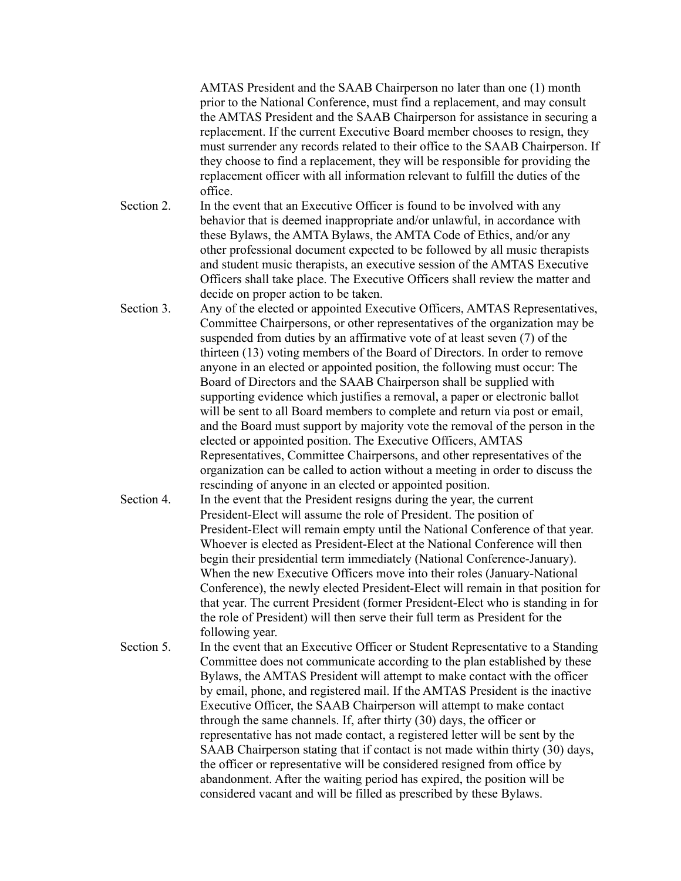AMTAS President and the SAAB Chairperson no later than one (1) month prior to the National Conference, must find a replacement, and may consult the AMTAS President and the SAAB Chairperson for assistance in securing a replacement. If the current Executive Board member chooses to resign, they must surrender any records related to their office to the SAAB Chairperson. If they choose to find a replacement, they will be responsible for providing the replacement officer with all information relevant to fulfill the duties of the office.

Section 2. In the event that an Executive Officer is found to be involved with any behavior that is deemed inappropriate and/or unlawful, in accordance with these Bylaws, the AMTA Bylaws, the AMTA Code of Ethics, and/or any other professional document expected to be followed by all music therapists and student music therapists, an executive session of the AMTAS Executive Officers shall take place. The Executive Officers shall review the matter and decide on proper action to be taken.

Section 3. Any of the elected or appointed Executive Officers, AMTAS Representatives, Committee Chairpersons, or other representatives of the organization may be suspended from duties by an affirmative vote of at least seven (7) of the thirteen (13) voting members of the Board of Directors. In order to remove anyone in an elected or appointed position, the following must occur: The Board of Directors and the SAAB Chairperson shall be supplied with supporting evidence which justifies a removal, a paper or electronic ballot will be sent to all Board members to complete and return via post or email, and the Board must support by majority vote the removal of the person in the elected or appointed position. The Executive Officers, AMTAS Representatives, Committee Chairpersons, and other representatives of the organization can be called to action without a meeting in order to discuss the rescinding of anyone in an elected or appointed position.

Section 4. In the event that the President resigns during the year, the current President-Elect will assume the role of President. The position of President-Elect will remain empty until the National Conference of that year. Whoever is elected as President-Elect at the National Conference will then begin their presidential term immediately (National Conference-January). When the new Executive Officers move into their roles (January-National Conference), the newly elected President-Elect will remain in that position for that year. The current President (former President-Elect who is standing in for the role of President) will then serve their full term as President for the following year.

Section 5. In the event that an Executive Officer or Student Representative to a Standing Committee does not communicate according to the plan established by these Bylaws, the AMTAS President will attempt to make contact with the officer by email, phone, and registered mail. If the AMTAS President is the inactive Executive Officer, the SAAB Chairperson will attempt to make contact through the same channels. If, after thirty (30) days, the officer or representative has not made contact, a registered letter will be sent by the SAAB Chairperson stating that if contact is not made within thirty (30) days, the officer or representative will be considered resigned from office by abandonment. After the waiting period has expired, the position will be considered vacant and will be filled as prescribed by these Bylaws.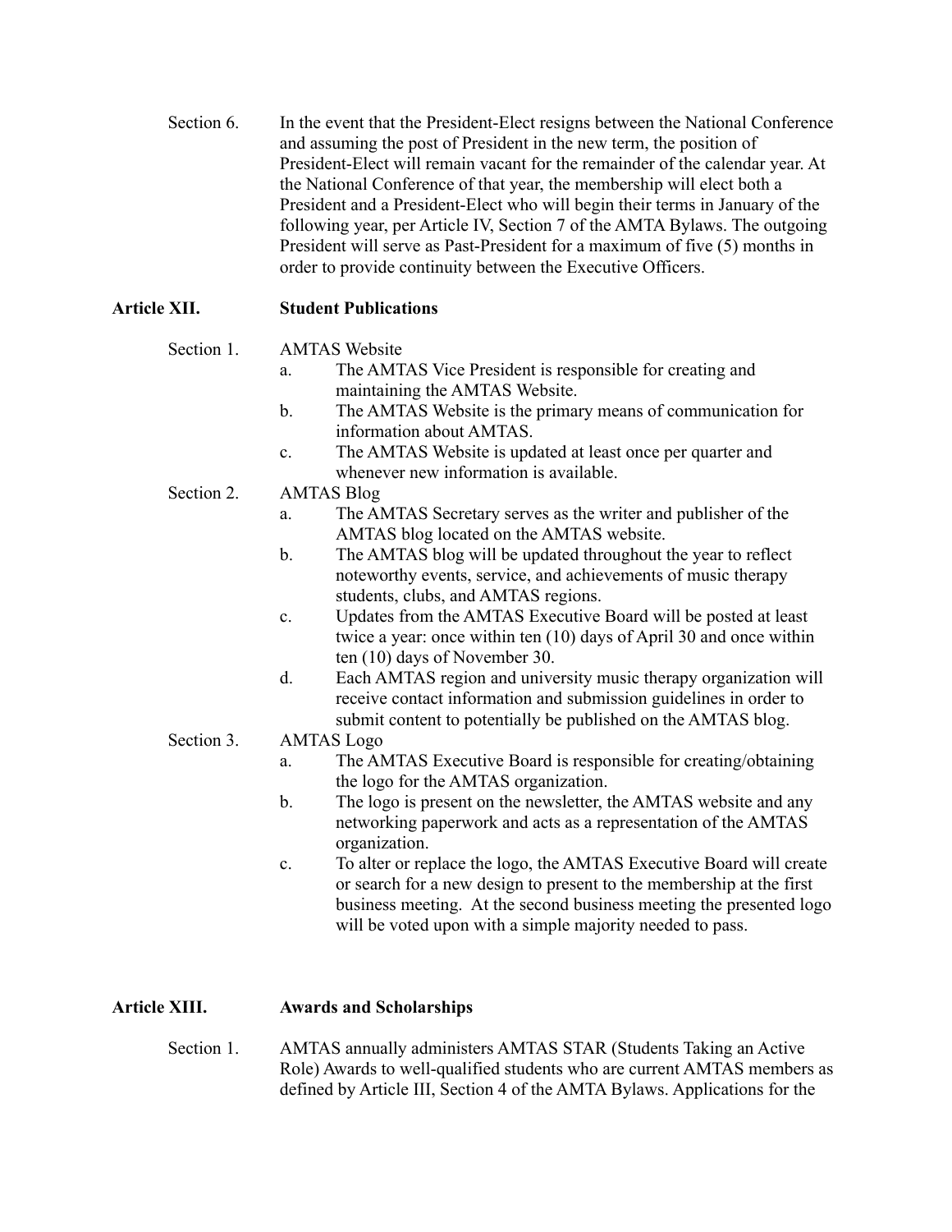Section 6. In the event that the President-Elect resigns between the National Conference and assuming the post of President in the new term, the position of President-Elect will remain vacant for the remainder of the calendar year. At the National Conference of that year, the membership will elect both a President and a President-Elect who will begin their terms in January of the following year, per Article IV, Section 7 of the AMTA Bylaws. The outgoing President will serve as Past-President for a maximum of five (5) months in order to provide continuity between the Executive Officers.

## Article XII. Student Publications

Section 1. AMTAS Website

a. The AMTAS Vice President is responsible for creating and maintaining the AMTAS Website.

b. The AMTAS Website is the primary means of communication for information about AMTAS.

c. The AMTAS Website is updated at least once per quarter and whenever new information is available.

Section 2. AMTAS Blog

a. The AMTAS Secretary serves as the writer and publisher of the AMTAS blog located on the AMTAS website.

b. The AMTAS blog will be updated throughout the year to reflect noteworthy events, service, and achievements of music therapy students, clubs, and AMTAS regions.

c. Updates from the AMTAS Executive Board will be posted at least twice a year: once within ten (10) days of April 30 and once within ten (10) days of November 30.

d. Each AMTAS region and university music therapy organization will receive contact information and submission guidelines in order to submit content to potentially be published on the AMTAS blog.

Section 3. AMTAS Logo

a. The AMTAS Executive Board is responsible for creating/obtaining the logo for the AMTAS organization.

b. The logo is present on the newsletter, the AMTAS website and any networking paperwork and acts as a representation of the AMTAS organization.

c. To alter or replace the logo, the AMTAS Executive Board will create or search for a new design to present to the membership at the first business meeting. At the second business meeting the presented logo will be voted upon with a simple majority needed to pass.

## Article XIII. Awards and Scholarships

Section 1. AMTAS annually administers AMTAS STAR (Students Taking an Active Role) Awards to well-qualified students who are current AMTAS members as defined by Article III, Section 4 of the AMTA Bylaws. Applications for the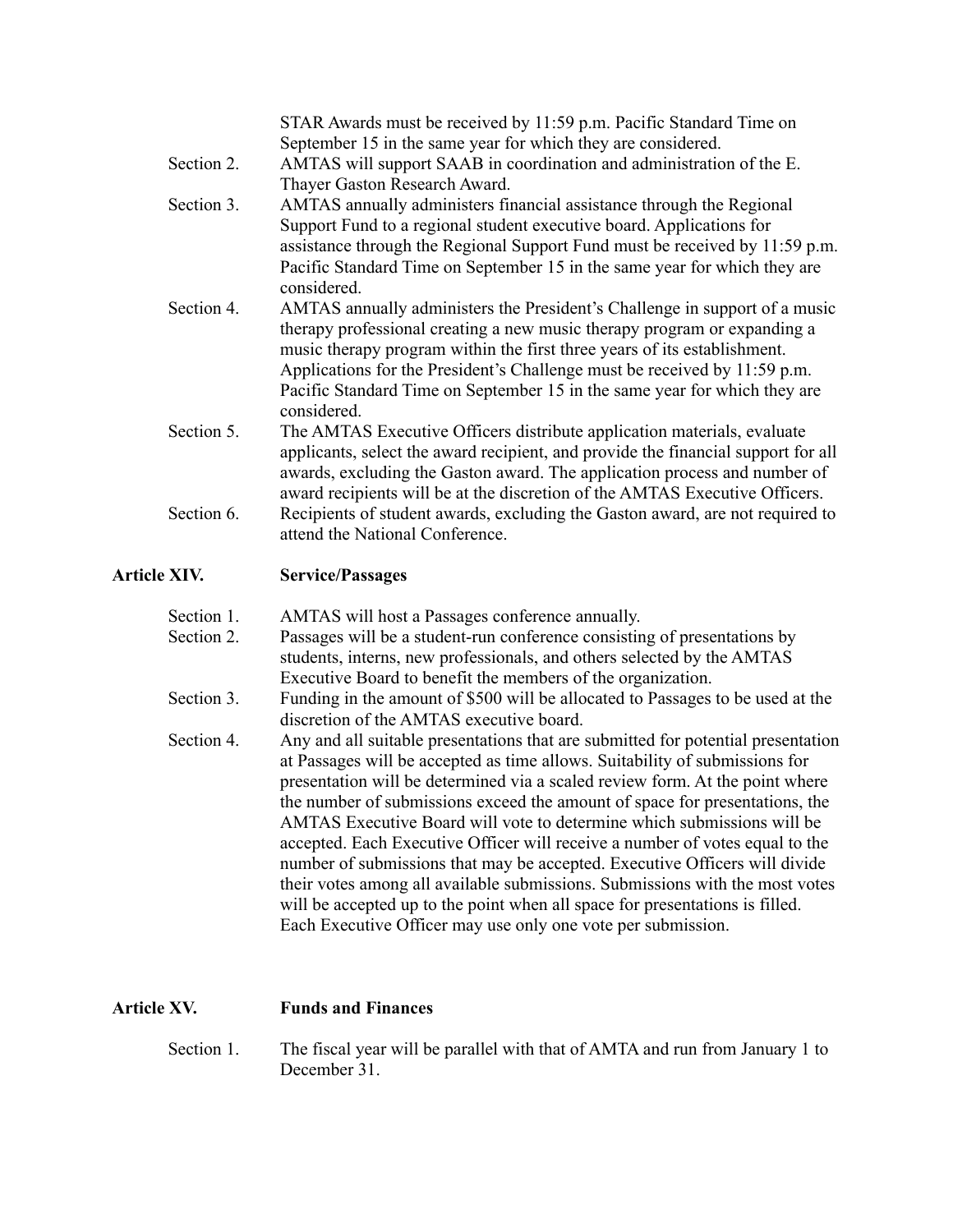STAR Awards must be received by 11:59 p.m. Pacific Standard Time on September 15 in the same year for which they are considered.

Section 2. AMTAS will support SAAB in coordination and administration of the E. Thayer Gaston Research Award.

Section 3. AMTAS annually administers financial assistance through the Regional Support Fund to a regional student executive board. Applications for assistance through the Regional Support Fund must be received by 11:59 p.m. Pacific Standard Time on September 15 in the same year for which they are considered.

Section 4. AMTAS annually administers the President's Challenge in support of a music therapy professional creating a new music therapy program or expanding a music therapy program within the first three years of its establishment. Applications for the President's Challenge must be received by 11:59 p.m. Pacific Standard Time on September 15 in the same year for which they are considered.

Section 5. The AMTAS Executive Officers distribute application materials, evaluate applicants, select the award recipient, and provide the financial support for all awards, excluding the Gaston award. The application process and number of award recipients will be at the discretion of the AMTAS Executive Officers.

Section 6. Recipients of student awards, excluding the Gaston award, are not required to attend the National Conference.

## Article XIV. Service/Passages

Section 1. AMTAS will host a Passages conference annually.

Section 2. Passages will be a student-run conference consisting of presentations by students, interns, new professionals, and others selected by the AMTAS Executive Board to benefit the members of the organization.

Section 3. Funding in the amount of $500 will be allocated to Passages to be used at the discretion of the AMTAS executive board.

Section 4. Any and all suitable presentations that are submitted for potential presentation at Passages will be accepted as time allows. Suitability of submissions for presentation will be determined via a scaled review form. At the point where the number of submissions exceed the amount of space for presentations, the AMTAS Executive Board will vote to determine which submissions will be accepted. Each Executive Officer will receive a number of votes equal to the number of submissions that may be accepted. Executive Officers will divide their votes among all available submissions. Submissions with the most votes will be accepted up to the point when all space for presentations is filled. Each Executive Officer may use only one vote per submission.

## Article XV. Funds and Finances

Section 1. The fiscal year will be parallel with that of AMTA and run from January 1 to December 31.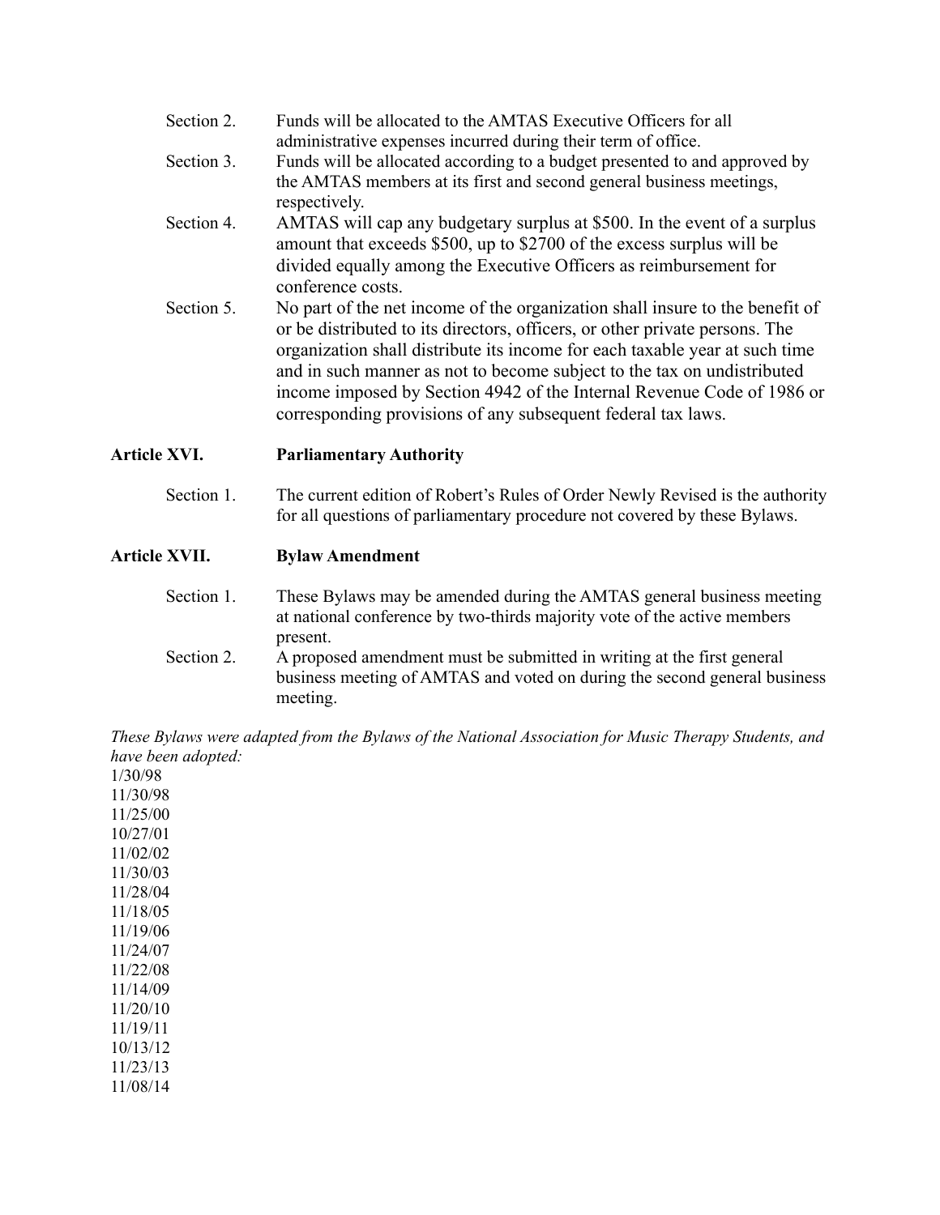Section 2. Funds will be allocated to the AMTAS Executive Officers for all administrative expenses incurred during their term of office.

Section 3. Funds will be allocated according to a budget presented to and approved by the AMTAS members at its first and second general business meetings, respectively.

Section 4. AMTAS will cap any budgetary surplus at $500. In the event of a surplus amount that exceeds $500, up to $2700 of the excess surplus will be divided equally among the Executive Officers as reimbursement for conference costs.

Section 5. No part of the net income of the organization shall insure to the benefit of or be distributed to its directors, officers, or other private persons. The organization shall distribute its income for each taxable year at such time and in such manner as not to become subject to the tax on undistributed income imposed by Section 4942 of the Internal Revenue Code of 1986 or corresponding provisions of any subsequent federal tax laws.

## Article XVI. Parliamentary Authority

Section 1. The current edition of Robert's Rules of Order Newly Revised is the authority for all questions of parliamentary procedure not covered by these Bylaws.

## Article XVII. Bylaw Amendment

Section 1. These Bylaws may be amended during the AMTAS general business meeting at national conference by two-thirds majority vote of the active members present.

Section 2. A proposed amendment must be submitted in writing at the first general business meeting of AMTAS and voted on during the second general business meeting.

*These Bylaws were adapted from the Bylaws of the National Association for Music Therapy Students, and have been adopted:*

1/30/98
11/30/98
11/25/00
10/27/01
11/02/02
11/30/03
11/28/04
11/18/05
11/19/06
11/24/07
11/22/08
11/14/09
11/20/10
11/19/11
10/13/12
11/23/13
11/08/14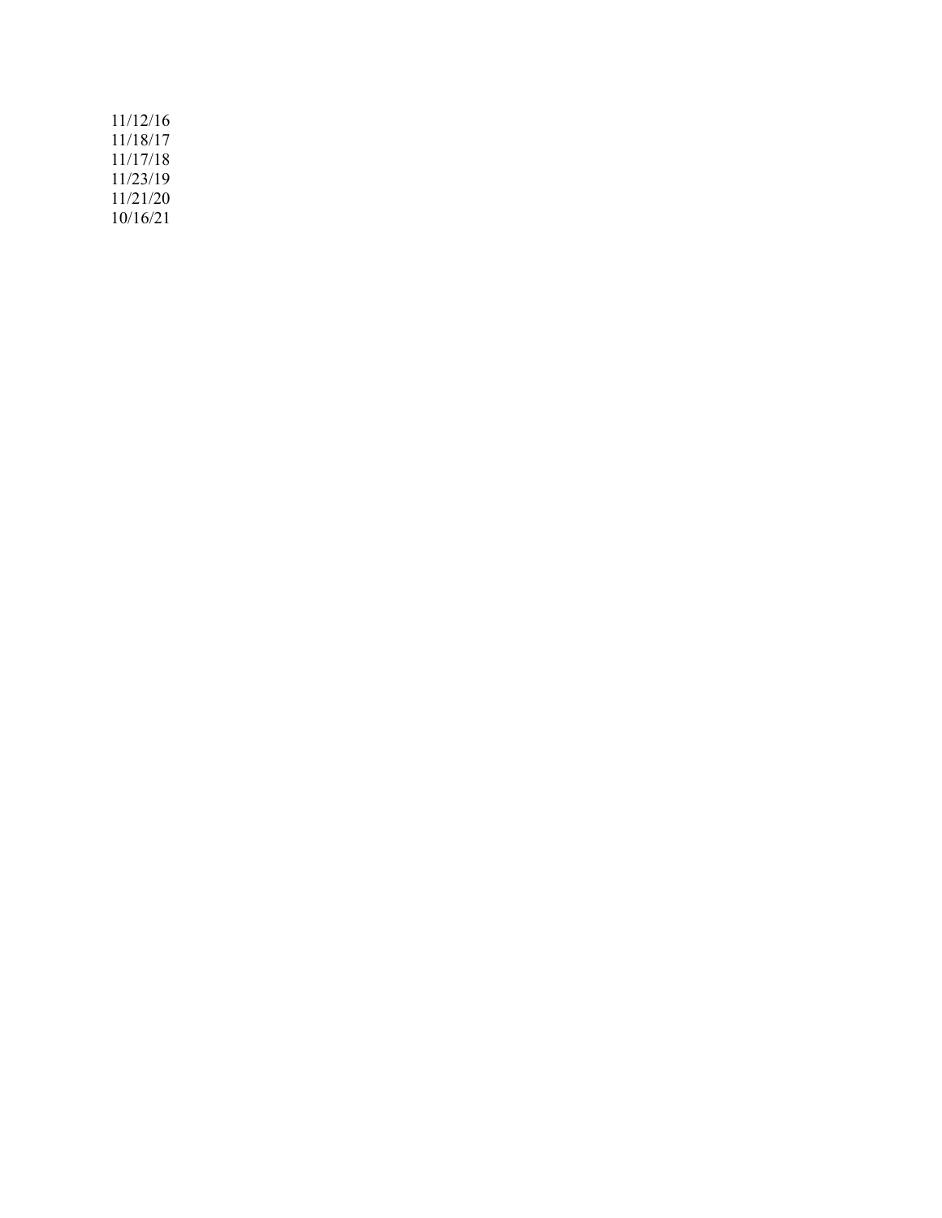11/12/16
11/18/17
11/17/18
11/23/19
11/21/20
10/16/21